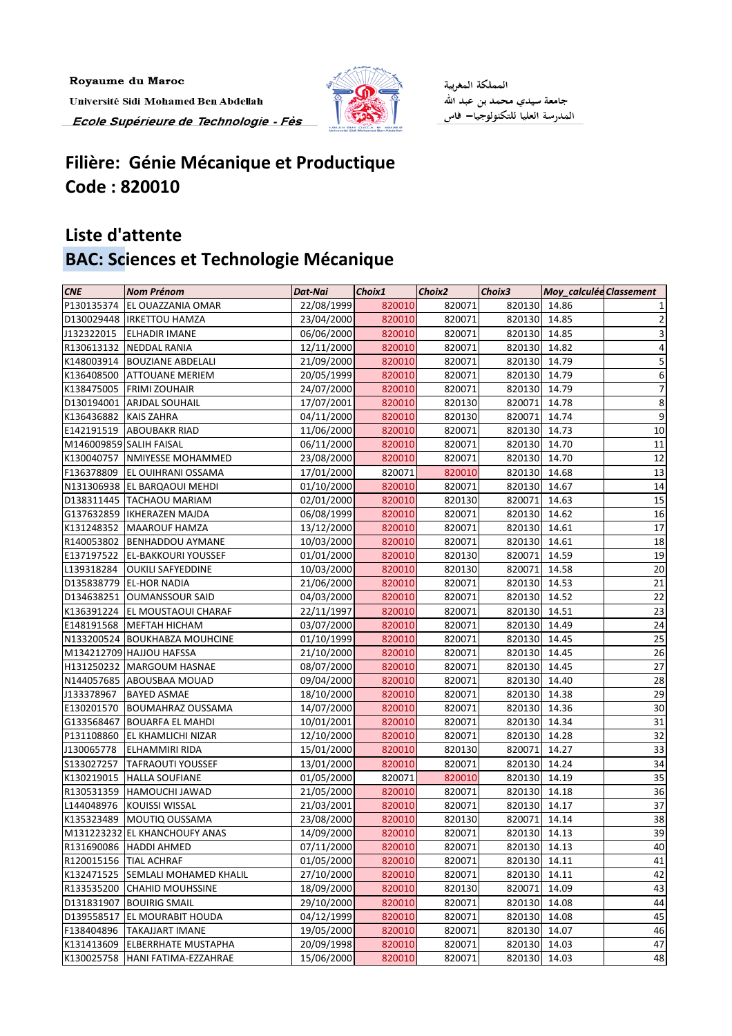Royaume du Maroc

Université Sidi Mohamed Ben Abdellah

*Ecole Supérieure de Technologie - Fès*

المملكة المغربية

جامعة سيدي محمد بن عبد الله

المدرسة العليا للتكنولوجيا – فاس

# Filière: Génie Mécanique et Productique
# Code : 820010

## Liste d'attente
## BAC: Sciences et Technologie Mécanique

| CNE | Nom Prénom | Dat-Nai | Choix1 | Choix2 | Choix3 | Moy_calculée | Classement |
|---|---|---|---|---|---|---|---|
| P130135374 | EL OUAZZANIA OMAR | 22/08/1999 | 820010 | 820071 | 820130 | 14.86 | 1 |
| D130029448 | IRKETTOU HAMZA | 23/04/2000 | 820010 | 820071 | 820130 | 14.85 | 2 |
| J132322015 | ELHADIR IMANE | 06/06/2000 | 820010 | 820071 | 820130 | 14.85 | 3 |
| R130613132 | NEDDAL RANIA | 12/11/2000 | 820010 | 820071 | 820130 | 14.82 | 4 |
| K148003914 | BOUZIANE ABDELALI | 21/09/2000 | 820010 | 820071 | 820130 | 14.79 | 5 |
| K136408500 | ATTOUANE MERIEM | 20/05/1999 | 820010 | 820071 | 820130 | 14.79 | 6 |
| K138475005 | FRIMI ZOUHAIR | 24/07/2000 | 820010 | 820071 | 820130 | 14.79 | 7 |
| D130194001 | ARJDAL SOUHAIL | 17/07/2001 | 820010 | 820130 | 820071 | 14.78 | 8 |
| K136436882 | KAIS ZAHRA | 04/11/2000 | 820010 | 820130 | 820071 | 14.74 | 9 |
| E142191519 | ABOUBAKR RIAD | 11/06/2000 | 820010 | 820071 | 820130 | 14.73 | 10 |
| M146009859 | SALIH FAISAL | 06/11/2000 | 820010 | 820071 | 820130 | 14.70 | 11 |
| K130040757 | NMIYESSE MOHAMMED | 23/08/2000 | 820010 | 820071 | 820130 | 14.70 | 12 |
| F136378809 | EL OUIHRANI OSSAMA | 17/01/2000 | 820071 | 820010 | 820130 | 14.68 | 13 |
| N131306938 | EL BARQAOUI MEHDI | 01/10/2000 | 820010 | 820071 | 820130 | 14.67 | 14 |
| D138311445 | TACHAOU MARIAM | 02/01/2000 | 820010 | 820130 | 820071 | 14.63 | 15 |
| G137632859 | IKHERAZEN MAJDA | 06/08/1999 | 820010 | 820071 | 820130 | 14.62 | 16 |
| K131248352 | MAAROUF HAMZA | 13/12/2000 | 820010 | 820071 | 820130 | 14.61 | 17 |
| R140053802 | BENHADDOU AYMANE | 10/03/2000 | 820010 | 820071 | 820130 | 14.61 | 18 |
| E137197522 | EL-BAKKOURI YOUSSEF | 01/01/2000 | 820010 | 820130 | 820071 | 14.59 | 19 |
| L139318284 | OUKILI SAFYEDDINE | 10/03/2000 | 820010 | 820130 | 820071 | 14.58 | 20 |
| D135838779 | EL-HOR NADIA | 21/06/2000 | 820010 | 820071 | 820130 | 14.53 | 21 |
| D134638251 | OUMANSSOUR SAID | 04/03/2000 | 820010 | 820071 | 820130 | 14.52 | 22 |
| K136391224 | EL MOUSTAOUI CHARAF | 22/11/1997 | 820010 | 820071 | 820130 | 14.51 | 23 |
| E148191568 | MEFTAH HICHAM | 03/07/2000 | 820010 | 820071 | 820130 | 14.49 | 24 |
| N133200524 | BOUKHABZA MOUHCINE | 01/10/1999 | 820010 | 820071 | 820130 | 14.45 | 25 |
| M134212709 | HAJJOU HAFSSA | 21/10/2000 | 820010 | 820071 | 820130 | 14.45 | 26 |
| H131250232 | MARGOUM HASNAE | 08/07/2000 | 820010 | 820071 | 820130 | 14.45 | 27 |
| N144057685 | ABOUSBAA MOUAD | 09/04/2000 | 820010 | 820071 | 820130 | 14.40 | 28 |
| J133378967 | BAYED ASMAE | 18/10/2000 | 820010 | 820071 | 820130 | 14.38 | 29 |
| E130201570 | BOUMAHRAZ OUSSAMA | 14/07/2000 | 820010 | 820071 | 820130 | 14.36 | 30 |
| G133568467 | BOUARFA EL MAHDI | 10/01/2001 | 820010 | 820071 | 820130 | 14.34 | 31 |
| P131108860 | EL KHAMLICHI NIZAR | 12/10/2000 | 820010 | 820071 | 820130 | 14.28 | 32 |
| J130065778 | ELHAMMIRI RIDA | 15/01/2000 | 820010 | 820130 | 820071 | 14.27 | 33 |
| S133027257 | TAFRAOUTI YOUSSEF | 13/01/2000 | 820010 | 820071 | 820130 | 14.24 | 34 |
| K130219015 | HALLA SOUFIANE | 01/05/2000 | 820071 | 820010 | 820130 | 14.19 | 35 |
| R130531359 | HAMOUCHI JAWAD | 21/05/2000 | 820010 | 820071 | 820130 | 14.18 | 36 |
| L144048976 | KOUISSI WISSAL | 21/03/2001 | 820010 | 820071 | 820130 | 14.17 | 37 |
| K135323489 | MOUTIQ OUSSAMA | 23/08/2000 | 820010 | 820130 | 820071 | 14.14 | 38 |
| M131223232 | EL KHANCHOUFY ANAS | 14/09/2000 | 820010 | 820071 | 820130 | 14.13 | 39 |
| R131690086 | HADDI AHMED | 07/11/2000 | 820010 | 820071 | 820130 | 14.13 | 40 |
| R120015156 | TIAL ACHRAF | 01/05/2000 | 820010 | 820071 | 820130 | 14.11 | 41 |
| K132471525 | SEMLALI MOHAMED KHALIL | 27/10/2000 | 820010 | 820071 | 820130 | 14.11 | 42 |
| R133535200 | CHAHID MOUHSSINE | 18/09/2000 | 820010 | 820130 | 820071 | 14.09 | 43 |
| D131831907 | BOUIRIG SMAIL | 29/10/2000 | 820010 | 820071 | 820130 | 14.08 | 44 |
| D139558517 | EL MOURABIT HOUDA | 04/12/1999 | 820010 | 820071 | 820130 | 14.08 | 45 |
| F138404896 | TAKAJJART IMANE | 19/05/2000 | 820010 | 820071 | 820130 | 14.07 | 46 |
| K131413609 | ELBERRHATE MUSTAPHA | 20/09/1998 | 820010 | 820071 | 820130 | 14.03 | 47 |
| K130025758 | HANI FATIMA-EZZAHRAE | 15/06/2000 | 820010 | 820071 | 820130 | 14.03 | 48 |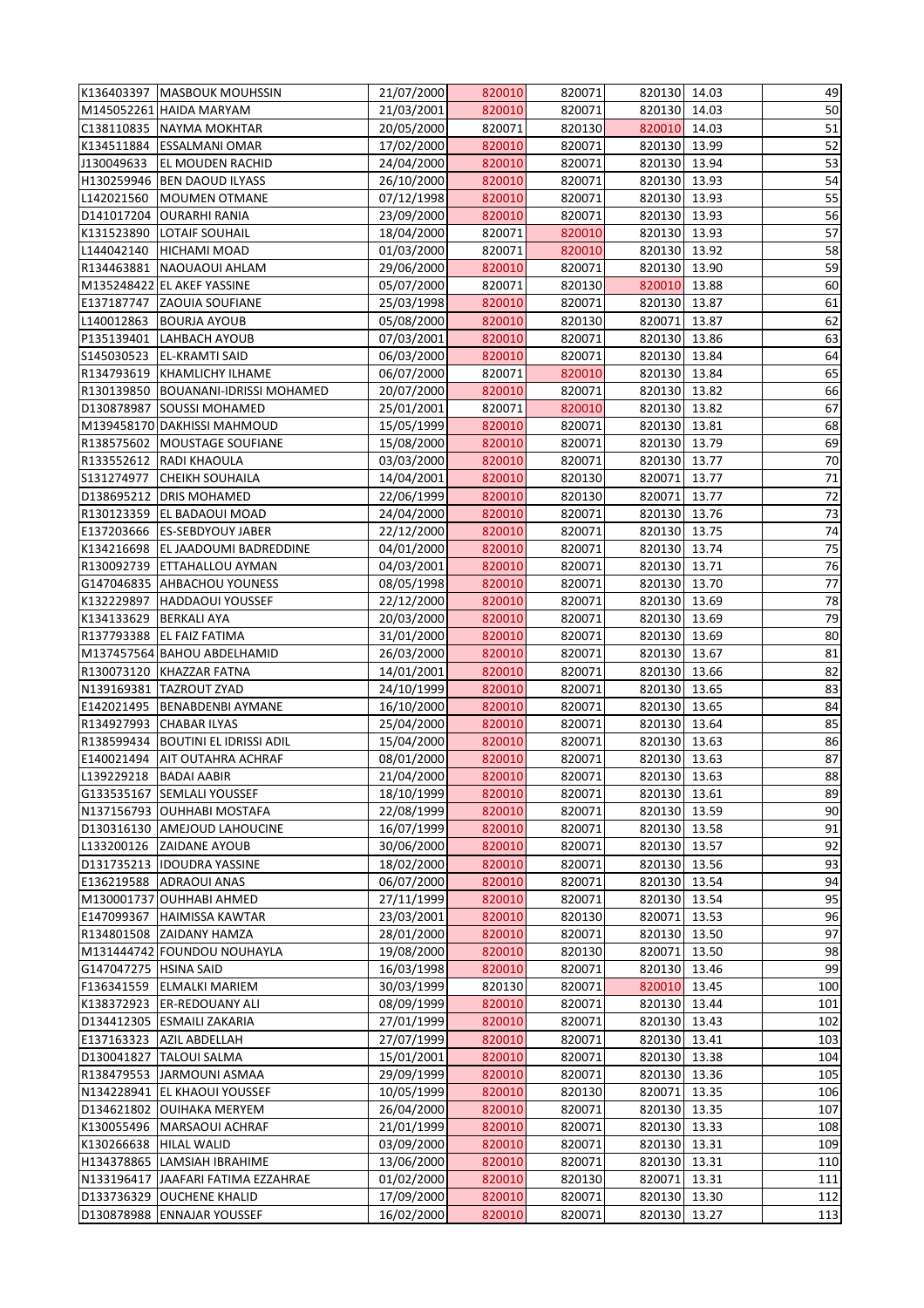| | | | | | | | |
|---|---|---|---|---|---|---|---|
| K136403397 | MASBOUK MOUHSSIN | 21/07/2000 | 820010 | 820071 | 820130 | 14.03 | 49 |
| M145052261 | HAIDA MARYAM | 21/03/2001 | 820010 | 820071 | 820130 | 14.03 | 50 |
| C138110835 | NAYMA MOKHTAR | 20/05/2000 | 820071 | 820130 | 820010 | 14.03 | 51 |
| K134511884 | ESSALMANI OMAR | 17/02/2000 | 820010 | 820071 | 820130 | 13.99 | 52 |
| J130049633 | EL MOUDEN RACHID | 24/04/2000 | 820010 | 820071 | 820130 | 13.94 | 53 |
| H130259946 | BEN DAOUD ILYASS | 26/10/2000 | 820010 | 820071 | 820130 | 13.93 | 54 |
| L142021560 | MOUMEN OTMANE | 07/12/1998 | 820010 | 820071 | 820130 | 13.93 | 55 |
| D141017204 | OURARHI RANIA | 23/09/2000 | 820010 | 820071 | 820130 | 13.93 | 56 |
| K131523890 | LOTAIF SOUHAIL | 18/04/2000 | 820071 | 820010 | 820130 | 13.93 | 57 |
| L144042140 | HICHAMI MOAD | 01/03/2000 | 820071 | 820010 | 820130 | 13.92 | 58 |
| R134463881 | NAOUAOUI AHLAM | 29/06/2000 | 820010 | 820071 | 820130 | 13.90 | 59 |
| M135248422 | EL AKEF YASSINE | 05/07/2000 | 820071 | 820130 | 820010 | 13.88 | 60 |
| E137187747 | ZAOUIA SOUFIANE | 25/03/1998 | 820010 | 820071 | 820130 | 13.87 | 61 |
| L140012863 | BOURJA AYOUB | 05/08/2000 | 820010 | 820130 | 820071 | 13.87 | 62 |
| P135139401 | LAHBACH AYOUB | 07/03/2001 | 820010 | 820071 | 820130 | 13.86 | 63 |
| S145030523 | EL-KRAMTI SAID | 06/03/2000 | 820010 | 820071 | 820130 | 13.84 | 64 |
| R134793619 | KHAMLICHY ILHAME | 06/07/2000 | 820071 | 820010 | 820130 | 13.84 | 65 |
| R130139850 | BOUANANI-IDRISSI MOHAMED | 20/07/2000 | 820010 | 820071 | 820130 | 13.82 | 66 |
| D130878987 | SOUSSI MOHAMED | 25/01/2001 | 820071 | 820010 | 820130 | 13.82 | 67 |
| M139458170 | DAKHISSI MAHMOUD | 15/05/1999 | 820010 | 820071 | 820130 | 13.81 | 68 |
| R138575602 | MOUSTAGE SOUFIANE | 15/08/2000 | 820010 | 820071 | 820130 | 13.79 | 69 |
| R133552612 | RADI KHAOULA | 03/03/2000 | 820010 | 820071 | 820130 | 13.77 | 70 |
| S131274977 | CHEIKH SOUHAILA | 14/04/2001 | 820010 | 820130 | 820071 | 13.77 | 71 |
| D138695212 | DRIS MOHAMED | 22/06/1999 | 820010 | 820130 | 820071 | 13.77 | 72 |
| R130123359 | EL BADAOUI MOAD | 24/04/2000 | 820010 | 820071 | 820130 | 13.76 | 73 |
| E137203666 | ES-SEBDYOUY JABER | 22/12/2000 | 820010 | 820071 | 820130 | 13.75 | 74 |
| K134216698 | EL JAADOUMI BADREDDINE | 04/01/2000 | 820010 | 820071 | 820130 | 13.74 | 75 |
| R130092739 | ETTAHALLOU AYMAN | 04/03/2001 | 820010 | 820071 | 820130 | 13.71 | 76 |
| G147046835 | AHBACHOU YOUNESS | 08/05/1998 | 820010 | 820071 | 820130 | 13.70 | 77 |
| K132229897 | HADDAOUI YOUSSEF | 22/12/2000 | 820010 | 820071 | 820130 | 13.69 | 78 |
| K134133629 | BERKALI AYA | 20/03/2000 | 820010 | 820071 | 820130 | 13.69 | 79 |
| R137793388 | EL FAIZ FATIMA | 31/01/2000 | 820010 | 820071 | 820130 | 13.69 | 80 |
| M137457564 | BAHOU ABDELHAMID | 26/03/2000 | 820010 | 820071 | 820130 | 13.67 | 81 |
| R130073120 | KHAZZAR FATNA | 14/01/2001 | 820010 | 820071 | 820130 | 13.66 | 82 |
| N139169381 | TAZROUT ZYAD | 24/10/1999 | 820010 | 820071 | 820130 | 13.65 | 83 |
| E142021495 | BENABDENBI AYMANE | 16/10/2000 | 820010 | 820071 | 820130 | 13.65 | 84 |
| R134927993 | CHABAR ILYAS | 25/04/2000 | 820010 | 820071 | 820130 | 13.64 | 85 |
| R138599434 | BOUTINI EL IDRISSI ADIL | 15/04/2000 | 820010 | 820071 | 820130 | 13.63 | 86 |
| E140021494 | AIT OUTAHRA ACHRAF | 08/01/2000 | 820010 | 820071 | 820130 | 13.63 | 87 |
| L139229218 | BADAI AABIR | 21/04/2000 | 820010 | 820071 | 820130 | 13.63 | 88 |
| G133535167 | SEMLALI YOUSSEF | 18/10/1999 | 820010 | 820071 | 820130 | 13.61 | 89 |
| N137156793 | OUHHABI MOSTAFA | 22/08/1999 | 820010 | 820071 | 820130 | 13.59 | 90 |
| D130316130 | AMEJOUD LAHOUCINE | 16/07/1999 | 820010 | 820071 | 820130 | 13.58 | 91 |
| L133200126 | ZAIDANE AYOUB | 30/06/2000 | 820010 | 820071 | 820130 | 13.57 | 92 |
| D131735213 | IDOUDRA YASSINE | 18/02/2000 | 820010 | 820071 | 820130 | 13.56 | 93 |
| E136219588 | ADRAOUI ANAS | 06/07/2000 | 820010 | 820071 | 820130 | 13.54 | 94 |
| M130001737 | OUHHABI AHMED | 27/11/1999 | 820010 | 820071 | 820130 | 13.54 | 95 |
| E147099367 | HAIMISSA KAWTAR | 23/03/2001 | 820010 | 820130 | 820071 | 13.53 | 96 |
| R134801508 | ZAIDANY HAMZA | 28/01/2000 | 820010 | 820071 | 820130 | 13.50 | 97 |
| M131444742 | FOUNDOU NOUHAYLA | 19/08/2000 | 820010 | 820130 | 820071 | 13.50 | 98 |
| G147047275 | HSINA SAID | 16/03/1998 | 820010 | 820071 | 820130 | 13.46 | 99 |
| F136341559 | ELMALKI MARIEM | 30/03/1999 | 820130 | 820071 | 820010 | 13.45 | 100 |
| K138372923 | ER-REDOUANY ALI | 08/09/1999 | 820010 | 820071 | 820130 | 13.44 | 101 |
| D134412305 | ESMAILI ZAKARIA | 27/01/1999 | 820010 | 820071 | 820130 | 13.43 | 102 |
| E137163323 | AZIL ABDELLAH | 27/07/1999 | 820010 | 820071 | 820130 | 13.41 | 103 |
| D130041827 | TALOUI SALMA | 15/01/2001 | 820010 | 820071 | 820130 | 13.38 | 104 |
| R138479553 | JARMOUNI ASMAA | 29/09/1999 | 820010 | 820071 | 820130 | 13.36 | 105 |
| N134228941 | EL KHAOUI YOUSSEF | 10/05/1999 | 820010 | 820130 | 820071 | 13.35 | 106 |
| D134621802 | OUIHAKA MERYEM | 26/04/2000 | 820010 | 820071 | 820130 | 13.35 | 107 |
| K130055496 | MARSAOUI ACHRAF | 21/01/1999 | 820010 | 820071 | 820130 | 13.33 | 108 |
| K130266638 | HILAL WALID | 03/09/2000 | 820010 | 820071 | 820130 | 13.31 | 109 |
| H134378865 | LAMSIAH IBRAHIME | 13/06/2000 | 820010 | 820071 | 820130 | 13.31 | 110 |
| N133196417 | JAAFARI FATIMA EZZAHRAE | 01/02/2000 | 820010 | 820130 | 820071 | 13.31 | 111 |
| D133736329 | OUCHENE KHALID | 17/09/2000 | 820010 | 820071 | 820130 | 13.30 | 112 |
| D130878988 | ENNAJAR YOUSSEF | 16/02/2000 | 820010 | 820071 | 820130 | 13.27 | 113 |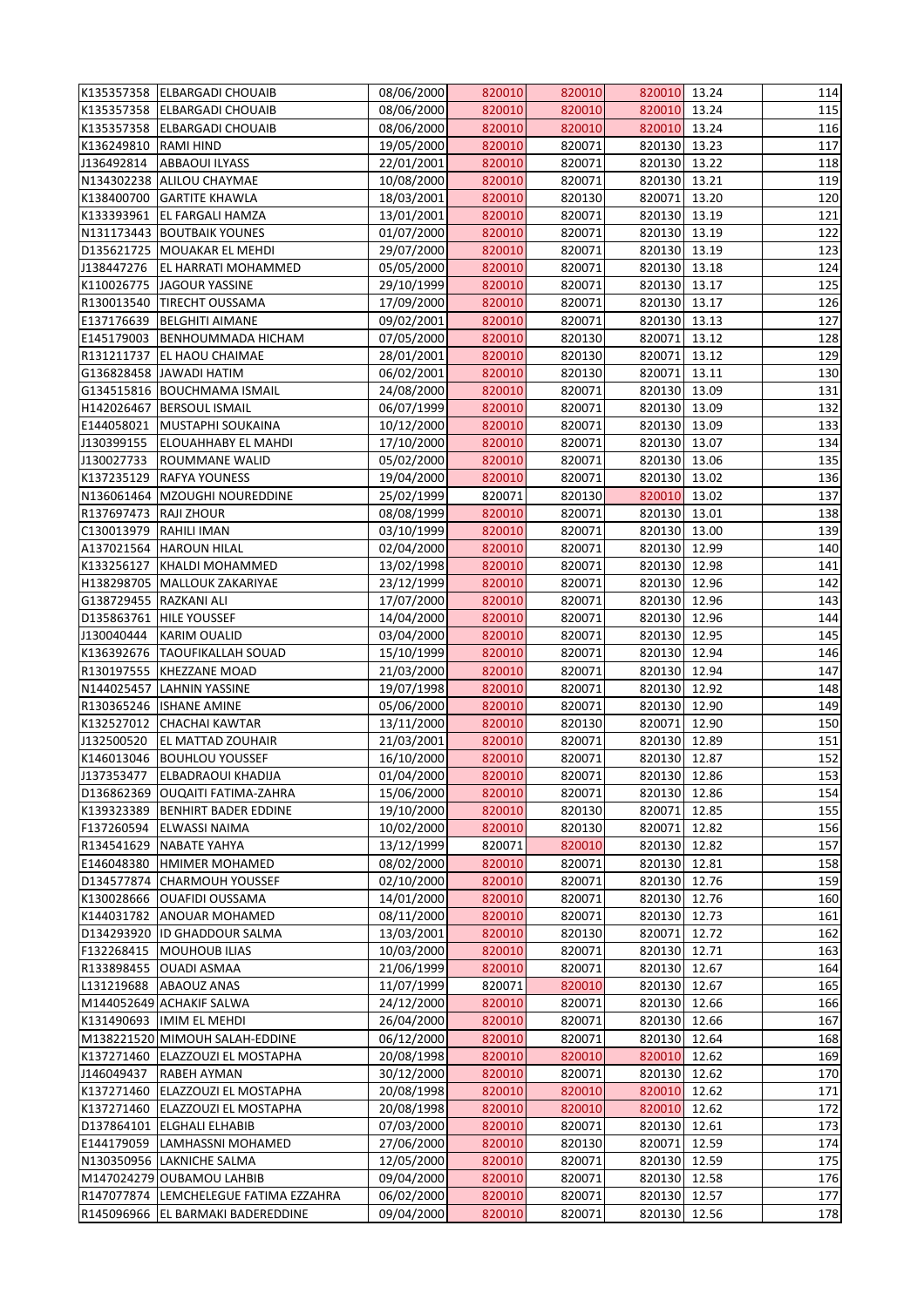| | | | | | | | |
|---|---|---|---|---|---|---|---|
| K135357358 | ELBARGADI CHOUAIB | 08/06/2000 | 820010 | 820010 | 820010 | 13.24 | 114 |
| K135357358 | ELBARGADI CHOUAIB | 08/06/2000 | 820010 | 820010 | 820010 | 13.24 | 115 |
| K135357358 | ELBARGADI CHOUAIB | 08/06/2000 | 820010 | 820010 | 820010 | 13.24 | 116 |
| K136249810 | RAMI HIND | 19/05/2000 | 820010 | 820071 | 820130 | 13.23 | 117 |
| J136492814 | ABBAOUI ILYASS | 22/01/2001 | 820010 | 820071 | 820130 | 13.22 | 118 |
| N134302238 | ALILOU CHAYMAE | 10/08/2000 | 820010 | 820071 | 820130 | 13.21 | 119 |
| K138400700 | GARTITE KHAWLA | 18/03/2001 | 820010 | 820130 | 820071 | 13.20 | 120 |
| K133393961 | EL FARGALI HAMZA | 13/01/2001 | 820010 | 820071 | 820130 | 13.19 | 121 |
| N131173443 | BOUTBAIK YOUNES | 01/07/2000 | 820010 | 820071 | 820130 | 13.19 | 122 |
| D135621725 | MOUAKAR EL MEHDI | 29/07/2000 | 820010 | 820071 | 820130 | 13.19 | 123 |
| J138447276 | EL HARRATI MOHAMMED | 05/05/2000 | 820010 | 820071 | 820130 | 13.18 | 124 |
| K110026775 | JAGOUR YASSINE | 29/10/1999 | 820010 | 820071 | 820130 | 13.17 | 125 |
| R130013540 | TIRECHT OUSSAMA | 17/09/2000 | 820010 | 820071 | 820130 | 13.17 | 126 |
| E137176639 | BELGHITI AIMANE | 09/02/2001 | 820010 | 820071 | 820130 | 13.13 | 127 |
| E145179003 | BENHOUMMADA HICHAM | 07/05/2000 | 820010 | 820130 | 820071 | 13.12 | 128 |
| R131211737 | EL HAOU CHAIMAE | 28/01/2001 | 820010 | 820130 | 820071 | 13.12 | 129 |
| G136828458 | JAWADI HATIM | 06/02/2001 | 820010 | 820130 | 820071 | 13.11 | 130 |
| G134515816 | BOUCHMAMA ISMAIL | 24/08/2000 | 820010 | 820071 | 820130 | 13.09 | 131 |
| H142026467 | BERSOUL ISMAIL | 06/07/1999 | 820010 | 820071 | 820130 | 13.09 | 132 |
| E144058021 | MUSTAPHI SOUKAINA | 10/12/2000 | 820010 | 820071 | 820130 | 13.09 | 133 |
| J130399155 | ELOUAHHABY EL MAHDI | 17/10/2000 | 820010 | 820071 | 820130 | 13.07 | 134 |
| J130027733 | ROUMMANE WALID | 05/02/2000 | 820010 | 820071 | 820130 | 13.06 | 135 |
| K137235129 | RAFYA YOUNESS | 19/04/2000 | 820010 | 820071 | 820130 | 13.02 | 136 |
| N136061464 | MZOUGHI NOUREDDINE | 25/02/1999 | 820071 | 820130 | 820010 | 13.02 | 137 |
| R137697473 | RAJI ZHOUR | 08/08/1999 | 820010 | 820071 | 820130 | 13.01 | 138 |
| C130013979 | RAHILI IMAN | 03/10/1999 | 820010 | 820071 | 820130 | 13.00 | 139 |
| A137021564 | HAROUN HILAL | 02/04/2000 | 820010 | 820071 | 820130 | 12.99 | 140 |
| K133256127 | KHALDI MOHAMMED | 13/02/1998 | 820010 | 820071 | 820130 | 12.98 | 141 |
| H138298705 | MALLOUK ZAKARIYAE | 23/12/1999 | 820010 | 820071 | 820130 | 12.96 | 142 |
| G138729455 | RAZKANI ALI | 17/07/2000 | 820010 | 820071 | 820130 | 12.96 | 143 |
| D135863761 | HILE YOUSSEF | 14/04/2000 | 820010 | 820071 | 820130 | 12.96 | 144 |
| J130040444 | KARIM OUALID | 03/04/2000 | 820010 | 820071 | 820130 | 12.95 | 145 |
| K136392676 | TAOUFIKALLAH SOUAD | 15/10/1999 | 820010 | 820071 | 820130 | 12.94 | 146 |
| R130197555 | KHEZZANE MOAD | 21/03/2000 | 820010 | 820071 | 820130 | 12.94 | 147 |
| N144025457 | LAHNIN YASSINE | 19/07/1998 | 820010 | 820071 | 820130 | 12.92 | 148 |
| R130365246 | ISHANE AMINE | 05/06/2000 | 820010 | 820071 | 820130 | 12.90 | 149 |
| K132527012 | CHACHAI KAWTAR | 13/11/2000 | 820010 | 820130 | 820071 | 12.90 | 150 |
| J132500520 | EL MATTAD ZOUHAIR | 21/03/2001 | 820010 | 820071 | 820130 | 12.89 | 151 |
| K146013046 | BOUHLOU YOUSSEF | 16/10/2000 | 820010 | 820071 | 820130 | 12.87 | 152 |
| J137353477 | ELBADRAOUI KHADIJA | 01/04/2000 | 820010 | 820071 | 820130 | 12.86 | 153 |
| D136862369 | OUQAITI FATIMA-ZAHRA | 15/06/2000 | 820010 | 820071 | 820130 | 12.86 | 154 |
| K139323389 | BENHIRT BADER EDDINE | 19/10/2000 | 820010 | 820130 | 820071 | 12.85 | 155 |
| F137260594 | ELWASSI NAIMA | 10/02/2000 | 820010 | 820130 | 820071 | 12.82 | 156 |
| R134541629 | NABATE YAHYA | 13/12/1999 | 820071 | 820010 | 820130 | 12.82 | 157 |
| E146048380 | HMIMER MOHAMED | 08/02/2000 | 820010 | 820071 | 820130 | 12.81 | 158 |
| D134577874 | CHARMOUH YOUSSEF | 02/10/2000 | 820010 | 820071 | 820130 | 12.76 | 159 |
| K130028666 | OUAFIDI OUSSAMA | 14/01/2000 | 820010 | 820071 | 820130 | 12.76 | 160 |
| K144031782 | ANOUAR MOHAMED | 08/11/2000 | 820010 | 820071 | 820130 | 12.73 | 161 |
| D134293920 | ID GHADDOUR SALMA | 13/03/2001 | 820010 | 820130 | 820071 | 12.72 | 162 |
| F132268415 | MOUHOUB ILIAS | 10/03/2000 | 820010 | 820071 | 820130 | 12.71 | 163 |
| R133898455 | OUADI ASMAA | 21/06/1999 | 820010 | 820071 | 820130 | 12.67 | 164 |
| L131219688 | ABAOUZ ANAS | 11/07/1999 | 820071 | 820010 | 820130 | 12.67 | 165 |
| M144052649 | ACHAKIF SALWA | 24/12/2000 | 820010 | 820071 | 820130 | 12.66 | 166 |
| K131490693 | IMIM EL MEHDI | 26/04/2000 | 820010 | 820071 | 820130 | 12.66 | 167 |
| M138221520 | MIMOUH SALAH-EDDINE | 06/12/2000 | 820010 | 820071 | 820130 | 12.64 | 168 |
| K137271460 | ELAZZOUZI EL MOSTAPHA | 20/08/1998 | 820010 | 820010 | 820010 | 12.62 | 169 |
| J146049437 | RABEH AYMAN | 30/12/2000 | 820010 | 820071 | 820130 | 12.62 | 170 |
| K137271460 | ELAZZOUZI EL MOSTAPHA | 20/08/1998 | 820010 | 820010 | 820010 | 12.62 | 171 |
| K137271460 | ELAZZOUZI EL MOSTAPHA | 20/08/1998 | 820010 | 820010 | 820010 | 12.62 | 172 |
| D137864101 | ELGHALI ELHABIB | 07/03/2000 | 820010 | 820071 | 820130 | 12.61 | 173 |
| E144179059 | LAMHASSNI MOHAMED | 27/06/2000 | 820010 | 820130 | 820071 | 12.59 | 174 |
| N130350956 | LAKNICHE SALMA | 12/05/2000 | 820010 | 820071 | 820130 | 12.59 | 175 |
| M147024279 | OUBAMOU LAHBIB | 09/04/2000 | 820010 | 820071 | 820130 | 12.58 | 176 |
| R147077874 | LEMCHELEGUE FATIMA EZZAHRA | 06/02/2000 | 820010 | 820071 | 820130 | 12.57 | 177 |
| R145096966 | EL BARMAKI BADEREDDINE | 09/04/2000 | 820010 | 820071 | 820130 | 12.56 | 178 |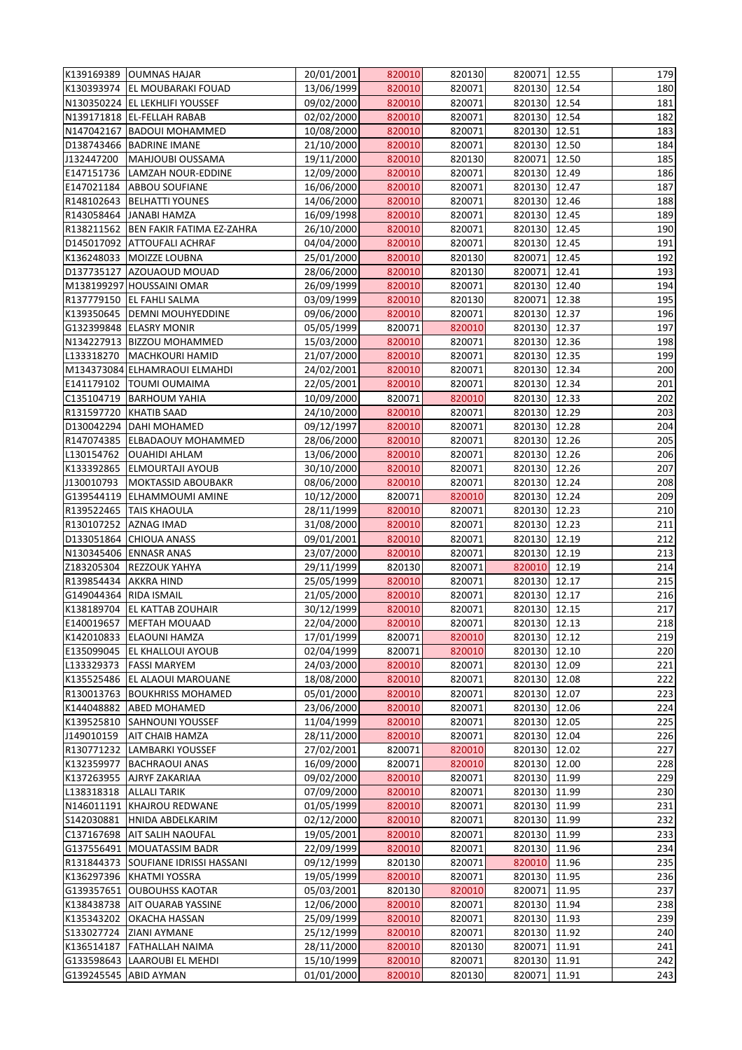| | | | | | | | |
|---|---|---|---|---|---|---|---|
| K139169389 | OUMNAS HAJAR | 20/01/2001 | 820010 | 820130 | 820071 | 12.55 | 179 |
| K130393974 | EL MOUBARAKI FOUAD | 13/06/1999 | 820010 | 820071 | 820130 | 12.54 | 180 |
| N130350224 | EL LEKHLIFI YOUSSEF | 09/02/2000 | 820010 | 820071 | 820130 | 12.54 | 181 |
| N139171818 | EL-FELLAH RABAB | 02/02/2000 | 820010 | 820071 | 820130 | 12.54 | 182 |
| N147042167 | BADOUI MOHAMMED | 10/08/2000 | 820010 | 820071 | 820130 | 12.51 | 183 |
| D138743466 | BADRINE IMANE | 21/10/2000 | 820010 | 820071 | 820130 | 12.50 | 184 |
| J132447200 | MAHJOUBI OUSSAMA | 19/11/2000 | 820010 | 820130 | 820071 | 12.50 | 185 |
| E147151736 | LAMZAH NOUR-EDDINE | 12/09/2000 | 820010 | 820071 | 820130 | 12.49 | 186 |
| E147021184 | ABBOU SOUFIANE | 16/06/2000 | 820010 | 820071 | 820130 | 12.47 | 187 |
| R148102643 | BELHATTI YOUNES | 14/06/2000 | 820010 | 820071 | 820130 | 12.46 | 188 |
| R143058464 | JANABI HAMZA | 16/09/1998 | 820010 | 820071 | 820130 | 12.45 | 189 |
| R138211562 | BEN FAKIR FATIMA EZ-ZAHRA | 26/10/2000 | 820010 | 820071 | 820130 | 12.45 | 190 |
| D145017092 | ATTOUFALI ACHRAF | 04/04/2000 | 820010 | 820071 | 820130 | 12.45 | 191 |
| K136248033 | MOIZZE LOUBNA | 25/01/2000 | 820010 | 820130 | 820071 | 12.45 | 192 |
| D137735127 | AZOUAOUD MOUAD | 28/06/2000 | 820010 | 820130 | 820071 | 12.41 | 193 |
| M138199297 | HOUSSAINI OMAR | 26/09/1999 | 820010 | 820071 | 820130 | 12.40 | 194 |
| R137779150 | EL FAHLI SALMA | 03/09/1999 | 820010 | 820130 | 820071 | 12.38 | 195 |
| K139350645 | DEMNI MOUHYEDDINE | 09/06/2000 | 820010 | 820071 | 820130 | 12.37 | 196 |
| G132399848 | ELASRY MONIR | 05/05/1999 | 820071 | 820010 | 820130 | 12.37 | 197 |
| N134227913 | BIZZOU MOHAMMED | 15/03/2000 | 820010 | 820071 | 820130 | 12.36 | 198 |
| L133318270 | MACHKOURI HAMID | 21/07/2000 | 820010 | 820071 | 820130 | 12.35 | 199 |
| M134373084 | ELHAMRAOUI ELMAHDI | 24/02/2001 | 820010 | 820071 | 820130 | 12.34 | 200 |
| E141179102 | TOUMI OUMAIMA | 22/05/2001 | 820010 | 820071 | 820130 | 12.34 | 201 |
| C135104719 | BARHOUM YAHIA | 10/09/2000 | 820071 | 820010 | 820130 | 12.33 | 202 |
| R131597720 | KHATIB SAAD | 24/10/2000 | 820010 | 820071 | 820130 | 12.29 | 203 |
| D130042294 | DAHI MOHAMED | 09/12/1997 | 820010 | 820071 | 820130 | 12.28 | 204 |
| R147074385 | ELBADAOUY MOHAMMED | 28/06/2000 | 820010 | 820071 | 820130 | 12.26 | 205 |
| L130154762 | OUAHIDI AHLAM | 13/06/2000 | 820010 | 820071 | 820130 | 12.26 | 206 |
| K133392865 | ELMOURTAJI AYOUB | 30/10/2000 | 820010 | 820071 | 820130 | 12.26 | 207 |
| J130010793 | MOKTASSID ABOUBAKR | 08/06/2000 | 820010 | 820071 | 820130 | 12.24 | 208 |
| G139544119 | ELHAMMOUMI AMINE | 10/12/2000 | 820071 | 820010 | 820130 | 12.24 | 209 |
| R139522465 | TAIS KHAOULA | 28/11/1999 | 820010 | 820071 | 820130 | 12.23 | 210 |
| R130107252 | AZNAG IMAD | 31/08/2000 | 820010 | 820071 | 820130 | 12.23 | 211 |
| D133051864 | CHIOUA ANASS | 09/01/2001 | 820010 | 820071 | 820130 | 12.19 | 212 |
| N130345406 | ENNASR ANAS | 23/07/2000 | 820010 | 820071 | 820130 | 12.19 | 213 |
| Z183205304 | REZZOUK YAHYA | 29/11/1999 | 820130 | 820071 | 820010 | 12.19 | 214 |
| R139854434 | AKKRA HIND | 25/05/1999 | 820010 | 820071 | 820130 | 12.17 | 215 |
| G149044364 | RIDA ISMAIL | 21/05/2000 | 820010 | 820071 | 820130 | 12.17 | 216 |
| K138189704 | EL KATTAB ZOUHAIR | 30/12/1999 | 820010 | 820071 | 820130 | 12.15 | 217 |
| E140019657 | MEFTAH MOUAAD | 22/04/2000 | 820010 | 820071 | 820130 | 12.13 | 218 |
| K142010833 | ELAOUNI HAMZA | 17/01/1999 | 820071 | 820010 | 820130 | 12.12 | 219 |
| E135099045 | EL KHALLOUI AYOUB | 02/04/1999 | 820071 | 820010 | 820130 | 12.10 | 220 |
| L133329373 | FASSI MARYEM | 24/03/2000 | 820010 | 820071 | 820130 | 12.09 | 221 |
| K135525486 | EL ALAOUI MAROUANE | 18/08/2000 | 820010 | 820071 | 820130 | 12.08 | 222 |
| R130013763 | BOUKHRISS MOHAMED | 05/01/2000 | 820010 | 820071 | 820130 | 12.07 | 223 |
| K144048882 | ABED MOHAMED | 23/06/2000 | 820010 | 820071 | 820130 | 12.06 | 224 |
| K139525810 | SAHNOUNI YOUSSEF | 11/04/1999 | 820010 | 820071 | 820130 | 12.05 | 225 |
| J149010159 | AIT CHAIB HAMZA | 28/11/2000 | 820010 | 820071 | 820130 | 12.04 | 226 |
| R130771232 | LAMBARKI YOUSSEF | 27/02/2001 | 820071 | 820010 | 820130 | 12.02 | 227 |
| K132359977 | BACHRAOUI ANAS | 16/09/2000 | 820071 | 820010 | 820130 | 12.00 | 228 |
| K137263955 | AJRYF ZAKARIAA | 09/02/2000 | 820010 | 820071 | 820130 | 11.99 | 229 |
| L138318318 | ALLALI TARIK | 07/09/2000 | 820010 | 820071 | 820130 | 11.99 | 230 |
| N146011191 | KHAJROU REDWANE | 01/05/1999 | 820010 | 820071 | 820130 | 11.99 | 231 |
| S142030881 | HNIDA ABDELKARIM | 02/12/2000 | 820010 | 820071 | 820130 | 11.99 | 232 |
| C137167698 | AIT SALIH NAOUFAL | 19/05/2001 | 820010 | 820071 | 820130 | 11.99 | 233 |
| G137556491 | MOUATASSIM BADR | 22/09/1999 | 820010 | 820071 | 820130 | 11.96 | 234 |
| R131844373 | SOUFIANE IDRISSI HASSANI | 09/12/1999 | 820130 | 820071 | 820010 | 11.96 | 235 |
| K136297396 | KHATMI YOSSRA | 19/05/1999 | 820010 | 820071 | 820130 | 11.95 | 236 |
| G139357651 | OUBOUHSS KAOTAR | 05/03/2001 | 820130 | 820010 | 820071 | 11.95 | 237 |
| K138438738 | AIT OUARAB YASSINE | 12/06/2000 | 820010 | 820071 | 820130 | 11.94 | 238 |
| K135343202 | OKACHA HASSAN | 25/09/1999 | 820010 | 820071 | 820130 | 11.93 | 239 |
| S133027724 | ZIANI AYMANE | 25/12/1999 | 820010 | 820071 | 820130 | 11.92 | 240 |
| K136514187 | FATHALLAH NAIMA | 28/11/2000 | 820010 | 820130 | 820071 | 11.91 | 241 |
| G133598643 | LAAROUBI EL MEHDI | 15/10/1999 | 820010 | 820071 | 820130 | 11.91 | 242 |
| G139245545 | ABID AYMAN | 01/01/2000 | 820010 | 820130 | 820071 | 11.91 | 243 |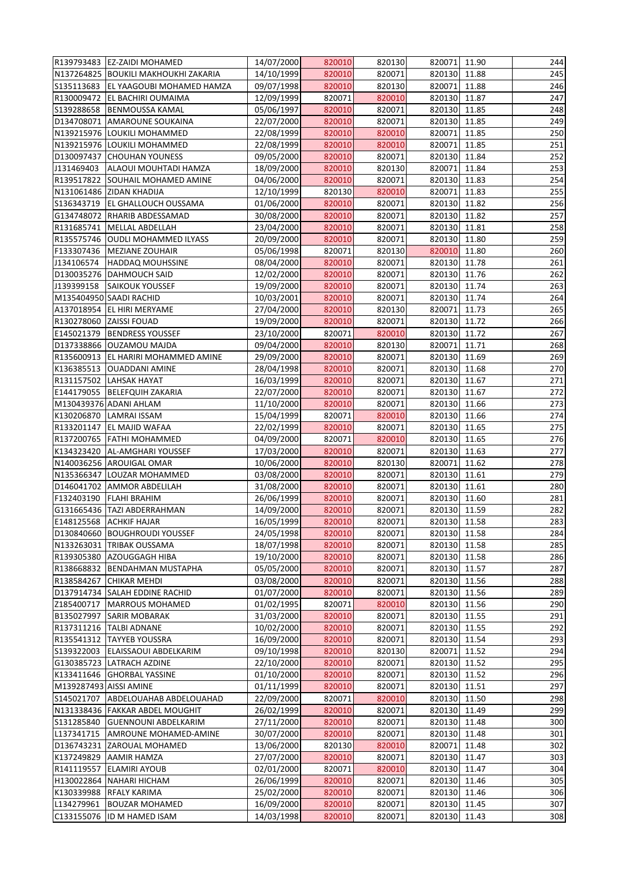| | | | | | | | |
|---|---|---|---|---|---|---|---|
| R139793483 | EZ-ZAIDI MOHAMED | 14/07/2000 | 820010 | 820130 | 820071 | 11.90 | 244 |
| N137264825 | BOUKILI MAKHOUKHI ZAKARIA | 14/10/1999 | 820010 | 820071 | 820130 | 11.88 | 245 |
| S135113683 | EL YAAGOUBI MOHAMED HAMZA | 09/07/1998 | 820010 | 820130 | 820071 | 11.88 | 246 |
| R130009472 | EL BACHIRI OUMAIMA | 12/09/1999 | 820071 | 820010 | 820130 | 11.87 | 247 |
| S139288658 | BENMOUSSA KAMAL | 05/06/1997 | 820010 | 820071 | 820130 | 11.85 | 248 |
| D134708071 | AMAROUNE SOUKAINA | 22/07/2000 | 820010 | 820071 | 820130 | 11.85 | 249 |
| N139215976 | LOUKILI MOHAMMED | 22/08/1999 | 820010 | 820010 | 820071 | 11.85 | 250 |
| N139215976 | LOUKILI MOHAMMED | 22/08/1999 | 820010 | 820010 | 820071 | 11.85 | 251 |
| D130097437 | CHOUHAN YOUNESS | 09/05/2000 | 820010 | 820071 | 820130 | 11.84 | 252 |
| J131469403 | ALAOUI MOUHTADI HAMZA | 18/09/2000 | 820010 | 820130 | 820071 | 11.84 | 253 |
| R139517822 | SOUHAIL MOHAMED AMINE | 04/06/2000 | 820010 | 820071 | 820130 | 11.83 | 254 |
| N131061486 | ZIDAN KHADIJA | 12/10/1999 | 820130 | 820010 | 820071 | 11.83 | 255 |
| S136343719 | EL GHALLOUCH OUSSAMA | 01/06/2000 | 820010 | 820071 | 820130 | 11.82 | 256 |
| G134748072 | RHARIB ABDESSAMAD | 30/08/2000 | 820010 | 820071 | 820130 | 11.82 | 257 |
| R131685741 | MELLAL ABDELLAH | 23/04/2000 | 820010 | 820071 | 820130 | 11.81 | 258 |
| R135575746 | OUDLI MOHAMMED ILYASS | 20/09/2000 | 820010 | 820071 | 820130 | 11.80 | 259 |
| F133307436 | MEZIANE ZOUHAIR | 05/06/1998 | 820071 | 820130 | 820010 | 11.80 | 260 |
| J134106574 | HADDAQ MOUHSSINE | 08/04/2000 | 820010 | 820071 | 820130 | 11.78 | 261 |
| D130035276 | DAHMOUCH SAID | 12/02/2000 | 820010 | 820071 | 820130 | 11.76 | 262 |
| J139399158 | SAIKOUK YOUSSEF | 19/09/2000 | 820010 | 820071 | 820130 | 11.74 | 263 |
| M135404950 | SAADI RACHID | 10/03/2001 | 820010 | 820071 | 820130 | 11.74 | 264 |
| A137018954 | EL HIRI MERYAME | 27/04/2000 | 820010 | 820130 | 820071 | 11.73 | 265 |
| R130278060 | ZAISSI FOUAD | 19/09/2000 | 820010 | 820071 | 820130 | 11.72 | 266 |
| E145021379 | BENDRESS YOUSSEF | 23/10/2000 | 820071 | 820010 | 820130 | 11.72 | 267 |
| D137338866 | OUZAMOU MAJDA | 09/04/2000 | 820010 | 820130 | 820071 | 11.71 | 268 |
| R135600913 | EL HARIRI MOHAMMED AMINE | 29/09/2000 | 820010 | 820071 | 820130 | 11.69 | 269 |
| K136385513 | OUADDANI AMINE | 28/04/1998 | 820010 | 820071 | 820130 | 11.68 | 270 |
| R131157502 | LAHSAK HAYAT | 16/03/1999 | 820010 | 820071 | 820130 | 11.67 | 271 |
| E144179055 | BELEFQUIH ZAKARIA | 22/07/2000 | 820010 | 820071 | 820130 | 11.67 | 272 |
| M130439376 | ADANI AHLAM | 11/10/2000 | 820010 | 820071 | 820130 | 11.66 | 273 |
| K130206870 | LAMRAI ISSAM | 15/04/1999 | 820071 | 820010 | 820130 | 11.66 | 274 |
| R133201147 | EL MAJID WAFAA | 22/02/1999 | 820010 | 820071 | 820130 | 11.65 | 275 |
| R137200765 | FATHI MOHAMMED | 04/09/2000 | 820071 | 820010 | 820130 | 11.65 | 276 |
| K134323420 | AL-AMGHARI YOUSSEF | 17/03/2000 | 820010 | 820071 | 820130 | 11.63 | 277 |
| N140036256 | AROUIGAL OMAR | 10/06/2000 | 820010 | 820130 | 820071 | 11.62 | 278 |
| N135366347 | LOUZAR MOHAMMED | 03/08/2000 | 820010 | 820071 | 820130 | 11.61 | 279 |
| D146041702 | AMMOR ABDELILAH | 31/08/2000 | 820010 | 820071 | 820130 | 11.61 | 280 |
| F132403190 | FLAHI BRAHIM | 26/06/1999 | 820010 | 820071 | 820130 | 11.60 | 281 |
| G131665436 | TAZI ABDERRAHMAN | 14/09/2000 | 820010 | 820071 | 820130 | 11.59 | 282 |
| E148125568 | ACHKIF HAJAR | 16/05/1999 | 820010 | 820071 | 820130 | 11.58 | 283 |
| D130840660 | BOUGHROUDI YOUSSEF | 24/05/1998 | 820010 | 820071 | 820130 | 11.58 | 284 |
| N133263031 | TRIBAK OUSSAMA | 18/07/1998 | 820010 | 820071 | 820130 | 11.58 | 285 |
| R139305380 | AZOUGGAGH HIBA | 19/10/2000 | 820010 | 820071 | 820130 | 11.58 | 286 |
| R138668832 | BENDAHMAN MUSTAPHA | 05/05/2000 | 820010 | 820071 | 820130 | 11.57 | 287 |
| R138584267 | CHIKAR MEHDI | 03/08/2000 | 820010 | 820071 | 820130 | 11.56 | 288 |
| D137914734 | SALAH EDDINE RACHID | 01/07/2000 | 820010 | 820071 | 820130 | 11.56 | 289 |
| Z185400717 | MARROUS MOHAMED | 01/02/1995 | 820071 | 820010 | 820130 | 11.56 | 290 |
| B135027997 | SARIR MOBARAK | 31/03/2000 | 820010 | 820071 | 820130 | 11.55 | 291 |
| R137311216 | TALBI ADNANE | 10/02/2000 | 820010 | 820071 | 820130 | 11.55 | 292 |
| R135541312 | TAYYEB YOUSSRA | 16/09/2000 | 820010 | 820071 | 820130 | 11.54 | 293 |
| S139322003 | ELAISSAOUI ABDELKARIM | 09/10/1998 | 820010 | 820130 | 820071 | 11.52 | 294 |
| G130385723 | LATRACH AZDINE | 22/10/2000 | 820010 | 820071 | 820130 | 11.52 | 295 |
| K133411646 | GHORBAL YASSINE | 01/10/2000 | 820010 | 820071 | 820130 | 11.52 | 296 |
| M139287493 | AISSI AMINE | 01/11/1999 | 820010 | 820071 | 820130 | 11.51 | 297 |
| S145021707 | ABDELOUAHAB ABDELOUAHAD | 22/09/2000 | 820071 | 820010 | 820130 | 11.50 | 298 |
| N131338436 | FAKKAR ABDEL MOUGHIT | 26/02/1999 | 820010 | 820071 | 820130 | 11.49 | 299 |
| S131285840 | GUENNOUNI ABDELKARIM | 27/11/2000 | 820010 | 820071 | 820130 | 11.48 | 300 |
| L137341715 | AMROUNE MOHAMED-AMINE | 30/07/2000 | 820010 | 820071 | 820130 | 11.48 | 301 |
| D136743231 | ZAROUAL MOHAMED | 13/06/2000 | 820130 | 820010 | 820071 | 11.48 | 302 |
| K137249829 | AAMIR HAMZA | 27/07/2000 | 820010 | 820071 | 820130 | 11.47 | 303 |
| R141119557 | ELAMIRI AYOUB | 02/01/2000 | 820071 | 820010 | 820130 | 11.47 | 304 |
| H130022864 | NAHARI HICHAM | 26/06/1999 | 820010 | 820071 | 820130 | 11.46 | 305 |
| K130339988 | RFALY KARIMA | 25/02/2000 | 820010 | 820071 | 820130 | 11.46 | 306 |
| L134279961 | BOUZAR MOHAMED | 16/09/2000 | 820010 | 820071 | 820130 | 11.45 | 307 |
| C133155076 | ID M HAMED ISAM | 14/03/1998 | 820010 | 820071 | 820130 | 11.43 | 308 |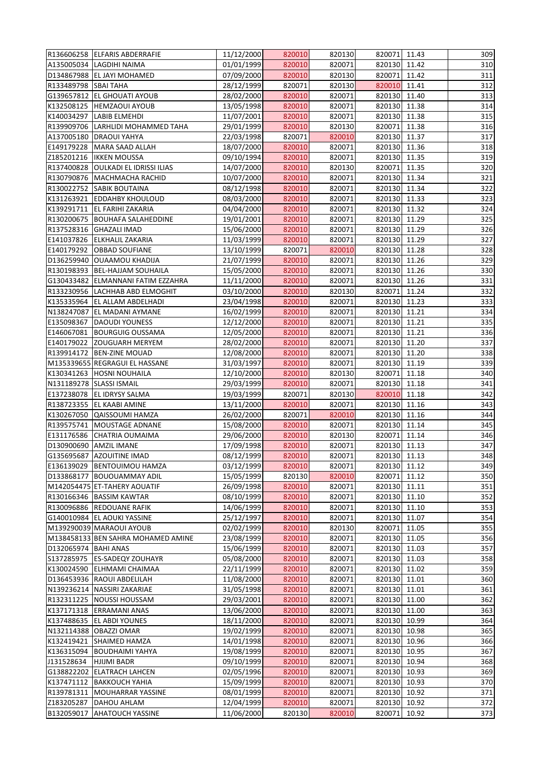| | | | | | | | |
|---|---|---|---|---|---|---|---|
| R136606258 | ELFARIS ABDERRAFIE | 11/12/2000 | 820010 | 820130 | 820071 | 11.43 | 309 |
| A135005034 | LAGDIHI NAIMA | 01/01/1999 | 820010 | 820071 | 820130 | 11.42 | 310 |
| D134867988 | EL JAYI MOHAMED | 07/09/2000 | 820010 | 820130 | 820071 | 11.42 | 311 |
| R133489798 | SBAI TAHA | 28/12/1999 | 820071 | 820130 | 820010 | 11.41 | 312 |
| G139657812 | EL GHOUATI AYOUB | 28/02/2000 | 820010 | 820071 | 820130 | 11.40 | 313 |
| K132508125 | HEMZAOUI AYOUB | 13/05/1998 | 820010 | 820071 | 820130 | 11.38 | 314 |
| K140034297 | LABIB ELMEHDI | 11/07/2001 | 820010 | 820071 | 820130 | 11.38 | 315 |
| R139909706 | LARHLIDI MOHAMMED TAHA | 29/01/1999 | 820010 | 820130 | 820071 | 11.38 | 316 |
| A137005180 | DRAOUI YAHYA | 22/03/1998 | 820071 | 820010 | 820130 | 11.37 | 317 |
| E149179228 | MARA SAAD ALLAH | 18/07/2000 | 820010 | 820071 | 820130 | 11.36 | 318 |
| Z185201216 | IKKEN MOUSSA | 09/10/1994 | 820010 | 820071 | 820130 | 11.35 | 319 |
| R137400828 | OULKADI EL IDRISSI ILIAS | 14/07/2000 | 820010 | 820130 | 820071 | 11.35 | 320 |
| R130790876 | MACHMACHA RACHID | 10/07/2000 | 820010 | 820071 | 820130 | 11.34 | 321 |
| R130022752 | SABIK BOUTAINA | 08/12/1998 | 820010 | 820071 | 820130 | 11.34 | 322 |
| K131263921 | EDDAHBY KHOULOUD | 08/03/2000 | 820010 | 820071 | 820130 | 11.33 | 323 |
| K139291711 | EL FARIHI ZAKARIA | 04/04/2000 | 820010 | 820071 | 820130 | 11.32 | 324 |
| R130200675 | BOUHAFA SALAHEDDINE | 19/01/2001 | 820010 | 820071 | 820130 | 11.29 | 325 |
| R137528316 | GHAZALI IMAD | 15/06/2000 | 820010 | 820071 | 820130 | 11.29 | 326 |
| E141037826 | ELKHALIL ZAKARIA | 11/03/1999 | 820010 | 820071 | 820130 | 11.29 | 327 |
| E140179292 | OBBAD SOUFIANE | 13/10/1999 | 820071 | 820010 | 820130 | 11.28 | 328 |
| D136259940 | OUAAMOU KHADIJA | 21/07/1999 | 820010 | 820071 | 820130 | 11.26 | 329 |
| R130198393 | BEL-HAJJAM SOUHAILA | 15/05/2000 | 820010 | 820071 | 820130 | 11.26 | 330 |
| G130433482 | ELMANNANI FATIM EZZAHRA | 11/11/2000 | 820010 | 820071 | 820130 | 11.26 | 331 |
| R133230956 | LACHHAB ABD ELMOGHIT | 03/10/2000 | 820010 | 820130 | 820071 | 11.24 | 332 |
| K135335964 | EL ALLAM ABDELHADI | 23/04/1998 | 820010 | 820071 | 820130 | 11.23 | 333 |
| N138247087 | EL MADANI AYMANE | 16/02/1999 | 820010 | 820071 | 820130 | 11.21 | 334 |
| E135098367 | DAOUDI YOUNESS | 12/12/2000 | 820010 | 820071 | 820130 | 11.21 | 335 |
| E146067081 | BOURGUIG OUSSAMA | 12/05/2000 | 820010 | 820071 | 820130 | 11.21 | 336 |
| E140179022 | ZOUGUARH MERYEM | 28/02/2000 | 820010 | 820071 | 820130 | 11.20 | 337 |
| R139914172 | BEN-ZINE MOUAD | 12/08/2000 | 820010 | 820071 | 820130 | 11.20 | 338 |
| M135339655 | REGRAGUI EL HASSANE | 31/03/1997 | 820010 | 820071 | 820130 | 11.19 | 339 |
| K130341263 | HOSNI NOUHAILA | 12/10/2000 | 820010 | 820130 | 820071 | 11.18 | 340 |
| N131189278 | SLASSI ISMAIL | 29/03/1999 | 820010 | 820071 | 820130 | 11.18 | 341 |
| E137238078 | EL IDRYSY SALMA | 19/03/1999 | 820071 | 820130 | 820010 | 11.18 | 342 |
| R138723355 | EL KAABI AMINE | 13/11/2000 | 820010 | 820071 | 820130 | 11.16 | 343 |
| K130267050 | QAISSOUMI HAMZA | 26/02/2000 | 820071 | 820010 | 820130 | 11.16 | 344 |
| R139575741 | MOUSTAGE ADNANE | 15/08/2000 | 820010 | 820071 | 820130 | 11.14 | 345 |
| E131176586 | CHATRIA OUMAIMA | 29/06/2000 | 820010 | 820130 | 820071 | 11.14 | 346 |
| D130900690 | AMZIL IMANE | 17/09/1998 | 820010 | 820071 | 820130 | 11.13 | 347 |
| G135695687 | AZOUITINE IMAD | 08/12/1999 | 820010 | 820071 | 820130 | 11.13 | 348 |
| E136139029 | BENTOUIMOU HAMZA | 03/12/1999 | 820010 | 820071 | 820130 | 11.12 | 349 |
| D133868177 | BOUOUAMMAY ADIL | 15/05/1999 | 820130 | 820010 | 820071 | 11.12 | 350 |
| M142054475 | ET-TAHERY AOUATIF | 26/09/1998 | 820010 | 820071 | 820130 | 11.11 | 351 |
| R130166346 | BASSIM KAWTAR | 08/10/1999 | 820010 | 820071 | 820130 | 11.10 | 352 |
| R130096886 | REDOUANE RAFIK | 14/06/1999 | 820010 | 820071 | 820130 | 11.10 | 353 |
| G140010984 | EL AOUKI YASSINE | 25/12/1997 | 820010 | 820071 | 820130 | 11.07 | 354 |
| M139290039 | MARAOUI AYOUB | 02/02/1999 | 820010 | 820130 | 820071 | 11.05 | 355 |
| M138458133 | BEN SAHRA MOHAMED AMINE | 23/08/1999 | 820010 | 820071 | 820130 | 11.05 | 356 |
| D132065974 | BAHI ANAS | 15/06/1999 | 820010 | 820071 | 820130 | 11.03 | 357 |
| S137285975 | ES-SADEQY ZOUHAYR | 05/08/2000 | 820010 | 820071 | 820130 | 11.03 | 358 |
| K130024590 | ELHMAMI CHAIMAA | 22/11/1999 | 820010 | 820071 | 820130 | 11.02 | 359 |
| D136453936 | RAOUI ABDELILAH | 11/08/2000 | 820010 | 820071 | 820130 | 11.01 | 360 |
| N139236214 | NASSIRI ZAKARIAE | 31/05/1998 | 820010 | 820071 | 820130 | 11.01 | 361 |
| R132311225 | NOUSSI HOUSSAM | 29/03/2001 | 820010 | 820071 | 820130 | 11.00 | 362 |
| K137171318 | ERRAMANI ANAS | 13/06/2000 | 820010 | 820071 | 820130 | 11.00 | 363 |
| K137488635 | EL ABDI YOUNES | 18/11/2000 | 820010 | 820071 | 820130 | 10.99 | 364 |
| N132114388 | OBAZZI OMAR | 19/02/1999 | 820010 | 820071 | 820130 | 10.98 | 365 |
| K132419421 | SHAIMED HAMZA | 14/01/1998 | 820010 | 820071 | 820130 | 10.96 | 366 |
| K136315094 | BOUDHAIMI YAHYA | 19/08/1999 | 820010 | 820071 | 820130 | 10.95 | 367 |
| J131528634 | HJIJMI BADR | 09/10/1999 | 820010 | 820071 | 820130 | 10.94 | 368 |
| G138822202 | ELATRACH LAHCEN | 02/05/1996 | 820010 | 820071 | 820130 | 10.93 | 369 |
| K137471112 | BAKKOUCH YAHIA | 15/09/1999 | 820010 | 820071 | 820130 | 10.93 | 370 |
| R139781311 | MOUHARRAR YASSINE | 08/01/1999 | 820010 | 820071 | 820130 | 10.92 | 371 |
| Z183205287 | DAHOU AHLAM | 12/04/1999 | 820010 | 820071 | 820130 | 10.92 | 372 |
| B132059017 | AHATOUCH YASSINE | 11/06/2000 | 820130 | 820010 | 820071 | 10.92 | 373 |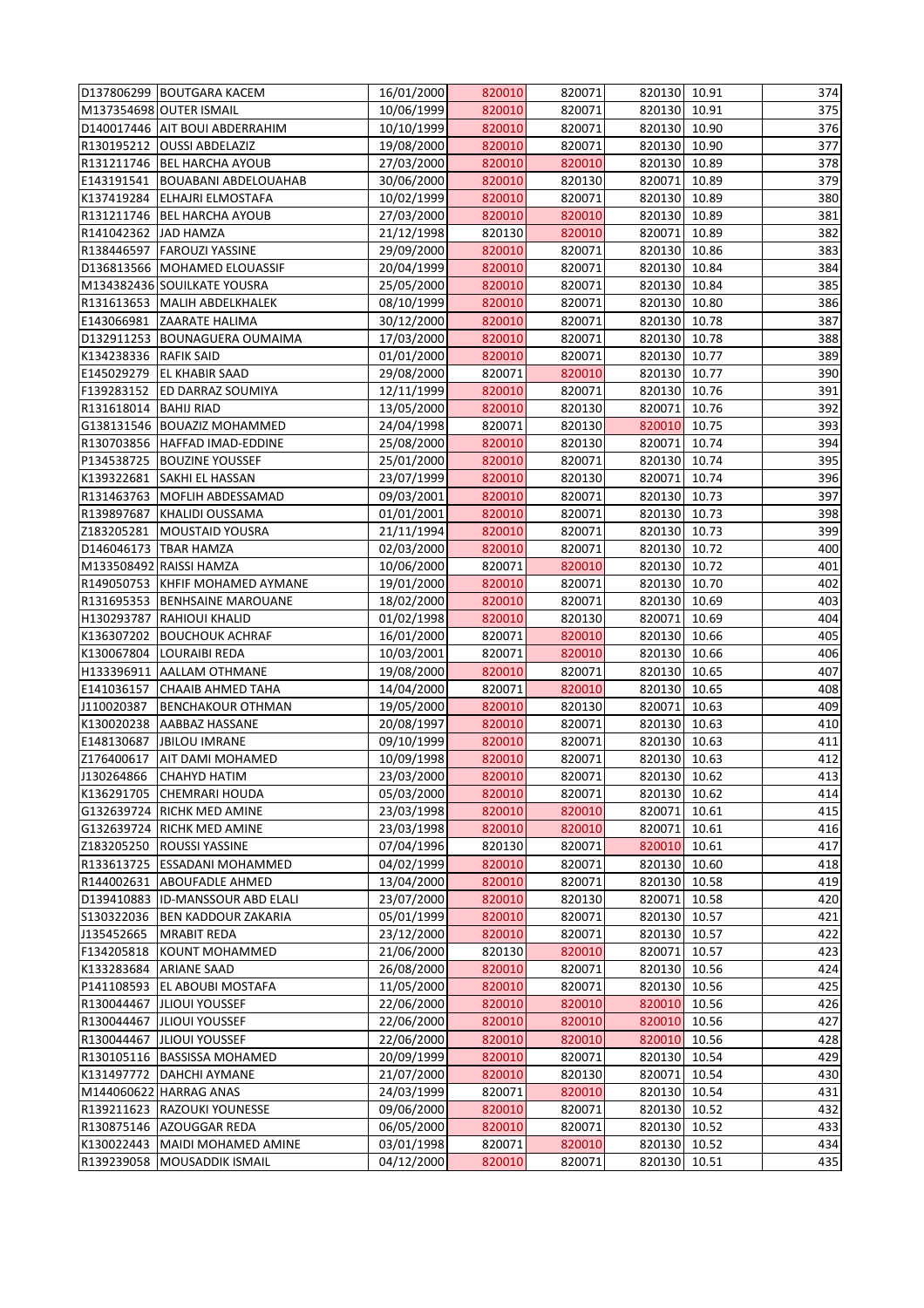| | | | | | | | |
|---|---|---|---|---|---|---|---|
| D137806299 | BOUTGARA KACEM | 16/01/2000 | 820010 | 820071 | 820130 | 10.91 | 374 |
| M137354698 | OUTER ISMAIL | 10/06/1999 | 820010 | 820071 | 820130 | 10.91 | 375 |
| D140017446 | AIT BOUI ABDERRAHIM | 10/10/1999 | 820010 | 820071 | 820130 | 10.90 | 376 |
| R130195212 | OUSSI ABDELAZIZ | 19/08/2000 | 820010 | 820071 | 820130 | 10.90 | 377 |
| R131211746 | BEL HARCHA AYOUB | 27/03/2000 | 820010 | 820010 | 820130 | 10.89 | 378 |
| E143191541 | BOUABANI ABDELOUAHAB | 30/06/2000 | 820010 | 820130 | 820071 | 10.89 | 379 |
| K137419284 | ELHAJRI ELMOSTAFA | 10/02/1999 | 820010 | 820071 | 820130 | 10.89 | 380 |
| R131211746 | BEL HARCHA AYOUB | 27/03/2000 | 820010 | 820010 | 820130 | 10.89 | 381 |
| R141042362 | JAD HAMZA | 21/12/1998 | 820130 | 820010 | 820071 | 10.89 | 382 |
| R138446597 | FAROUZI YASSINE | 29/09/2000 | 820010 | 820071 | 820130 | 10.86 | 383 |
| D136813566 | MOHAMED ELOUASSIF | 20/04/1999 | 820010 | 820071 | 820130 | 10.84 | 384 |
| M134382436 | SOUILKATE YOUSRA | 25/05/2000 | 820010 | 820071 | 820130 | 10.84 | 385 |
| R131613653 | MALIH ABDELKHALEK | 08/10/1999 | 820010 | 820071 | 820130 | 10.80 | 386 |
| E143066981 | ZAARATE HALIMA | 30/12/2000 | 820010 | 820071 | 820130 | 10.78 | 387 |
| D132911253 | BOUNAGUERA OUMAIMA | 17/03/2000 | 820010 | 820071 | 820130 | 10.78 | 388 |
| K134238336 | RAFIK SAID | 01/01/2000 | 820010 | 820071 | 820130 | 10.77 | 389 |
| E145029279 | EL KHABIR SAAD | 29/08/2000 | 820071 | 820010 | 820130 | 10.77 | 390 |
| F139283152 | ED DARRAZ SOUMIYA | 12/11/1999 | 820010 | 820071 | 820130 | 10.76 | 391 |
| R131618014 | BAHIJ RIAD | 13/05/2000 | 820010 | 820130 | 820071 | 10.76 | 392 |
| G138131546 | BOUAZIZ MOHAMMED | 24/04/1998 | 820071 | 820130 | 820010 | 10.75 | 393 |
| R130703856 | HAFFAD IMAD-EDDINE | 25/08/2000 | 820010 | 820130 | 820071 | 10.74 | 394 |
| P134538725 | BOUZINE YOUSSEF | 25/01/2000 | 820010 | 820071 | 820130 | 10.74 | 395 |
| K139322681 | SAKHI EL HASSAN | 23/07/1999 | 820010 | 820130 | 820071 | 10.74 | 396 |
| R131463763 | MOFLIH ABDESSAMAD | 09/03/2001 | 820010 | 820071 | 820130 | 10.73 | 397 |
| R139897687 | KHALIDI OUSSAMA | 01/01/2001 | 820010 | 820071 | 820130 | 10.73 | 398 |
| Z183205281 | MOUSTAID YOUSRA | 21/11/1994 | 820010 | 820071 | 820130 | 10.73 | 399 |
| D146046173 | TBAR HAMZA | 02/03/2000 | 820010 | 820071 | 820130 | 10.72 | 400 |
| M133508492 | RAISSI HAMZA | 10/06/2000 | 820071 | 820010 | 820130 | 10.72 | 401 |
| R149050753 | KHFIF MOHAMED AYMANE | 19/01/2000 | 820010 | 820071 | 820130 | 10.70 | 402 |
| R131695353 | BENHSAINE MAROUANE | 18/02/2000 | 820010 | 820071 | 820130 | 10.69 | 403 |
| H130293787 | RAHIOUI KHALID | 01/02/1998 | 820010 | 820130 | 820071 | 10.69 | 404 |
| K136307202 | BOUCHOUK ACHRAF | 16/01/2000 | 820071 | 820010 | 820130 | 10.66 | 405 |
| K130067804 | LOURAIBI REDA | 10/03/2001 | 820071 | 820010 | 820130 | 10.66 | 406 |
| H133396911 | AALLAM OTHMANE | 19/08/2000 | 820010 | 820071 | 820130 | 10.65 | 407 |
| E141036157 | CHAAIB AHMED TAHA | 14/04/2000 | 820071 | 820010 | 820130 | 10.65 | 408 |
| J110020387 | BENCHAKOUR OTHMAN | 19/05/2000 | 820010 | 820130 | 820071 | 10.63 | 409 |
| K130020238 | AABBAZ HASSANE | 20/08/1997 | 820010 | 820071 | 820130 | 10.63 | 410 |
| E148130687 | JBILOU IMRANE | 09/10/1999 | 820010 | 820071 | 820130 | 10.63 | 411 |
| Z176400617 | AIT DAMI MOHAMED | 10/09/1998 | 820010 | 820071 | 820130 | 10.63 | 412 |
| J130264866 | CHAHYD HATIM | 23/03/2000 | 820010 | 820071 | 820130 | 10.62 | 413 |
| K136291705 | CHEMRARI HOUDA | 05/03/2000 | 820010 | 820071 | 820130 | 10.62 | 414 |
| G132639724 | RICHK MED AMINE | 23/03/1998 | 820010 | 820010 | 820071 | 10.61 | 415 |
| G132639724 | RICHK MED AMINE | 23/03/1998 | 820010 | 820010 | 820071 | 10.61 | 416 |
| Z183205250 | ROUSSI YASSINE | 07/04/1996 | 820130 | 820071 | 820010 | 10.61 | 417 |
| R133613725 | ESSADANI MOHAMMED | 04/02/1999 | 820010 | 820071 | 820130 | 10.60 | 418 |
| R144002631 | ABOUFADLE AHMED | 13/04/2000 | 820010 | 820071 | 820130 | 10.58 | 419 |
| D139410883 | ID-MANSSOUR ABD ELALI | 23/07/2000 | 820010 | 820130 | 820071 | 10.58 | 420 |
| S130322036 | BEN KADDOUR ZAKARIA | 05/01/1999 | 820010 | 820071 | 820130 | 10.57 | 421 |
| J135452665 | MRABIT REDA | 23/12/2000 | 820010 | 820071 | 820130 | 10.57 | 422 |
| F134205818 | KOUNT MOHAMMED | 21/06/2000 | 820130 | 820010 | 820071 | 10.57 | 423 |
| K133283684 | ARIANE SAAD | 26/08/2000 | 820010 | 820071 | 820130 | 10.56 | 424 |
| P141108593 | EL ABOUBI MOSTAFA | 11/05/2000 | 820010 | 820071 | 820130 | 10.56 | 425 |
| R130044467 | JLIOUI YOUSSEF | 22/06/2000 | 820010 | 820010 | 820010 | 10.56 | 426 |
| R130044467 | JLIOUI YOUSSEF | 22/06/2000 | 820010 | 820010 | 820010 | 10.56 | 427 |
| R130044467 | JLIOUI YOUSSEF | 22/06/2000 | 820010 | 820010 | 820010 | 10.56 | 428 |
| R130105116 | BASSISSA MOHAMED | 20/09/1999 | 820010 | 820071 | 820130 | 10.54 | 429 |
| K131497772 | DAHCHI AYMANE | 21/07/2000 | 820010 | 820130 | 820071 | 10.54 | 430 |
| M144060622 | HARRAG ANAS | 24/03/1999 | 820071 | 820010 | 820130 | 10.54 | 431 |
| R139211623 | RAZOUKI YOUNESSE | 09/06/2000 | 820010 | 820071 | 820130 | 10.52 | 432 |
| R130875146 | AZOUGGAR REDA | 06/05/2000 | 820010 | 820071 | 820130 | 10.52 | 433 |
| K130022443 | MAIDI MOHAMED AMINE | 03/01/1998 | 820071 | 820010 | 820130 | 10.52 | 434 |
| R139239058 | MOUSSADIK ISMAIL | 04/12/2000 | 820010 | 820071 | 820130 | 10.51 | 435 |